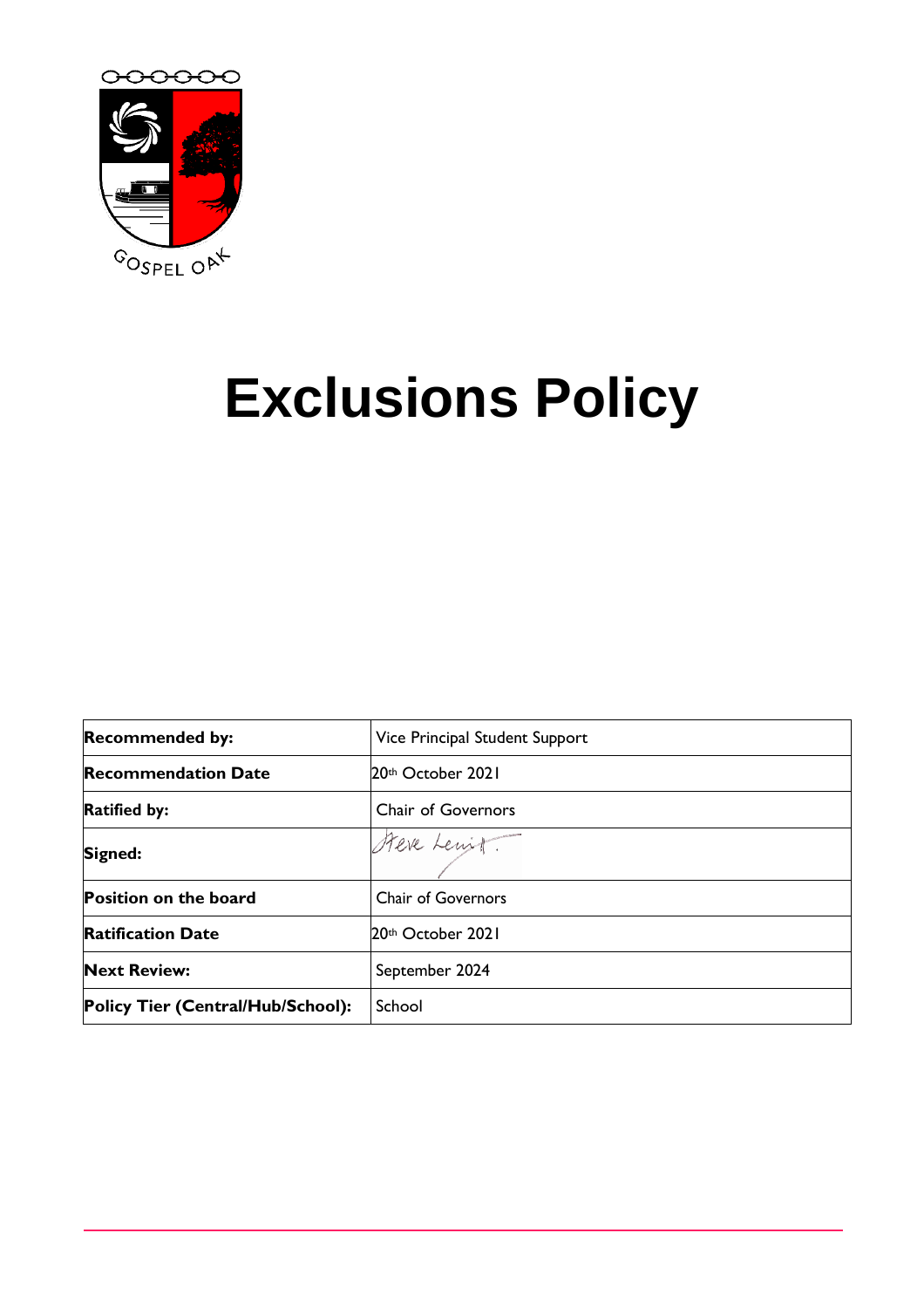GOSPEL OAK

# Exclusions Policy

| Recommended by: | Vice Principal Student Support |
|---|---|
| Recommendation Date | 20th October 2021 |
| Ratified by: | Chair of Governors |
| Signed: | Steve Lewit. |
| Position on the board | Chair of Governors |
| Ratification Date | 20th October 2021 |
| Next Review: | September 2024 |
| Policy Tier (Central/Hub/School): | School |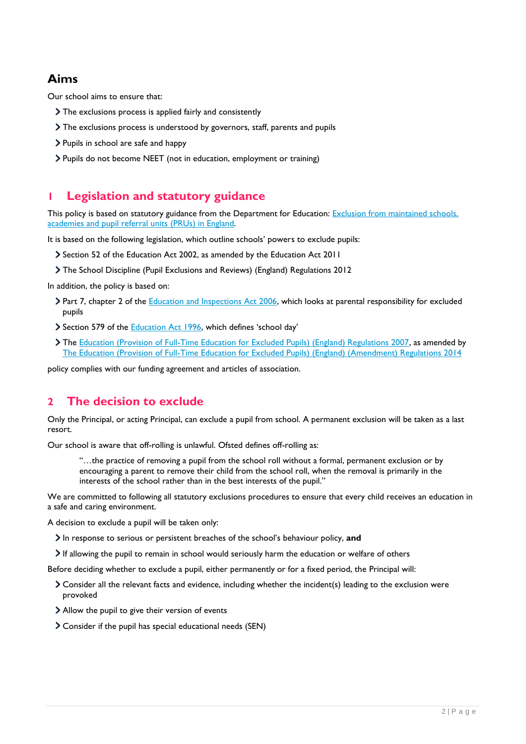## Aims

Our school aims to ensure that:

- The exclusions process is applied fairly and consistently
- The exclusions process is understood by governors, staff, parents and pupils
- Pupils in school are safe and happy
- Pupils do not become NEET (not in education, employment or training)

## 1 Legislation and statutory guidance

This policy is based on statutory guidance from the Department for Education: [Exclusion from maintained schools, academies and pupil referral units (PRUs) in England](#).

It is based on the following legislation, which outline schools' powers to exclude pupils:

- Section 52 of the Education Act 2002, as amended by the Education Act 2011
- The School Discipline (Pupil Exclusions and Reviews) (England) Regulations 2012

In addition, the policy is based on:

- Part 7, chapter 2 of the [Education and Inspections Act 2006](#), which looks at parental responsibility for excluded pupils
- Section 579 of the [Education Act 1996](#), which defines 'school day'
- The [Education (Provision of Full-Time Education for Excluded Pupils) (England) Regulations 2007](#), as amended by [The Education (Provision of Full-Time Education for Excluded Pupils) (England) (Amendment) Regulations 2014](#)

policy complies with our funding agreement and articles of association.

## 2 The decision to exclude

Only the Principal, or acting Principal, can exclude a pupil from school. A permanent exclusion will be taken as a last resort.

Our school is aware that off-rolling is unlawful. Ofsted defines off-rolling as:

> "…the practice of removing a pupil from the school roll without a formal, permanent exclusion or by encouraging a parent to remove their child from the school roll, when the removal is primarily in the interests of the school rather than in the best interests of the pupil."

We are committed to following all statutory exclusions procedures to ensure that every child receives an education in a safe and caring environment.

A decision to exclude a pupil will be taken only:

- In response to serious or persistent breaches of the school's behaviour policy, **and**
- If allowing the pupil to remain in school would seriously harm the education or welfare of others

Before deciding whether to exclude a pupil, either permanently or for a fixed period, the Principal will:

- Consider all the relevant facts and evidence, including whether the incident(s) leading to the exclusion were provoked
- Allow the pupil to give their version of events
- Consider if the pupil has special educational needs (SEN)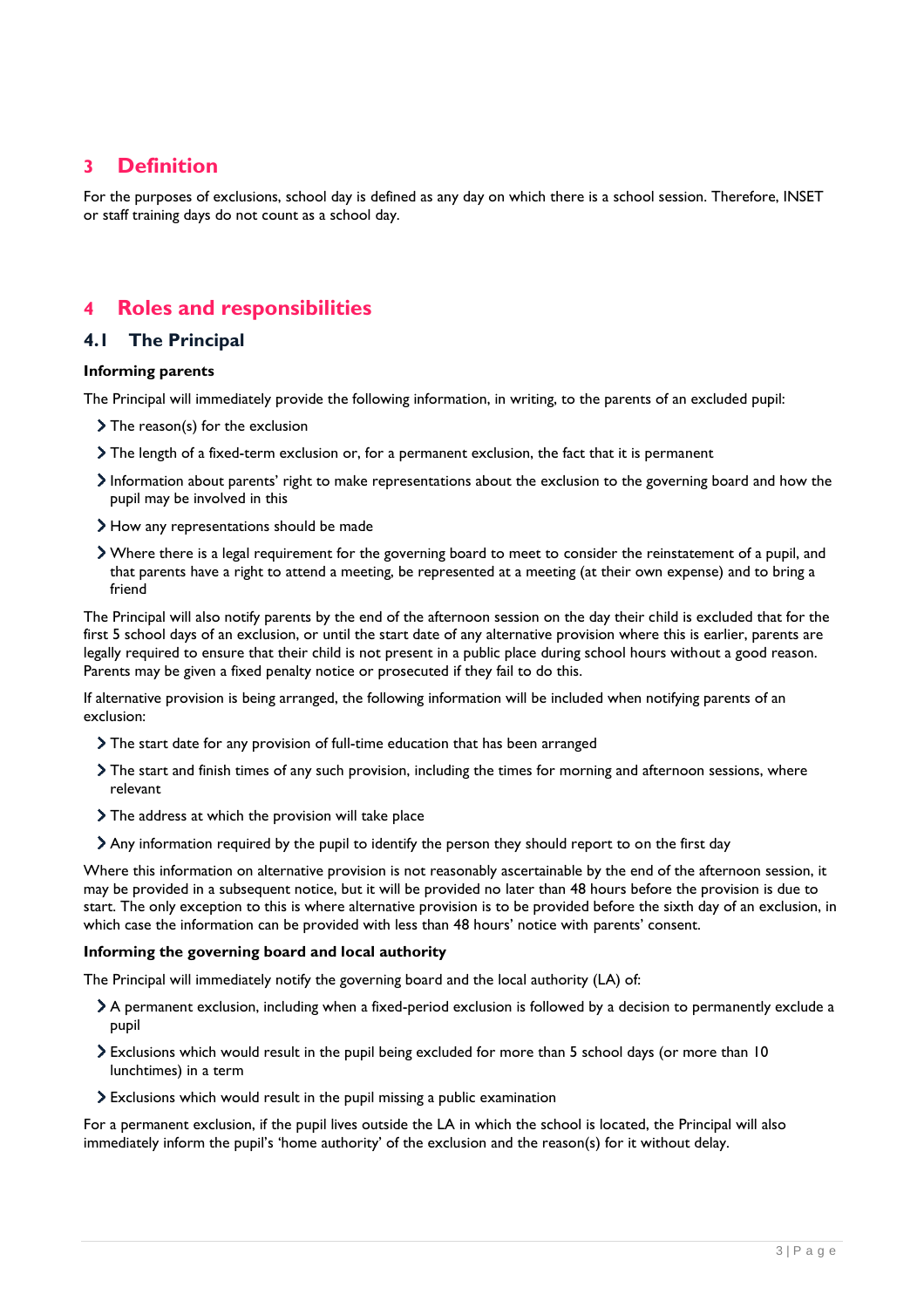# 3 Definition

For the purposes of exclusions, school day is defined as any day on which there is a school session. Therefore, INSET or staff training days do not count as a school day.

# 4 Roles and responsibilities

## 4.1 The Principal

**Informing parents**

The Principal will immediately provide the following information, in writing, to the parents of an excluded pupil:

- The reason(s) for the exclusion
- The length of a fixed-term exclusion or, for a permanent exclusion, the fact that it is permanent
- Information about parents' right to make representations about the exclusion to the governing board and how the pupil may be involved in this
- How any representations should be made
- Where there is a legal requirement for the governing board to meet to consider the reinstatement of a pupil, and that parents have a right to attend a meeting, be represented at a meeting (at their own expense) and to bring a friend

The Principal will also notify parents by the end of the afternoon session on the day their child is excluded that for the first 5 school days of an exclusion, or until the start date of any alternative provision where this is earlier, parents are legally required to ensure that their child is not present in a public place during school hours without a good reason. Parents may be given a fixed penalty notice or prosecuted if they fail to do this.

If alternative provision is being arranged, the following information will be included when notifying parents of an exclusion:

- The start date for any provision of full-time education that has been arranged
- The start and finish times of any such provision, including the times for morning and afternoon sessions, where relevant
- The address at which the provision will take place
- Any information required by the pupil to identify the person they should report to on the first day

Where this information on alternative provision is not reasonably ascertainable by the end of the afternoon session, it may be provided in a subsequent notice, but it will be provided no later than 48 hours before the provision is due to start. The only exception to this is where alternative provision is to be provided before the sixth day of an exclusion, in which case the information can be provided with less than 48 hours' notice with parents' consent.

**Informing the governing board and local authority**

The Principal will immediately notify the governing board and the local authority (LA) of:

- A permanent exclusion, including when a fixed-period exclusion is followed by a decision to permanently exclude a pupil
- Exclusions which would result in the pupil being excluded for more than 5 school days (or more than 10 lunchtimes) in a term
- Exclusions which would result in the pupil missing a public examination

For a permanent exclusion, if the pupil lives outside the LA in which the school is located, the Principal will also immediately inform the pupil's 'home authority' of the exclusion and the reason(s) for it without delay.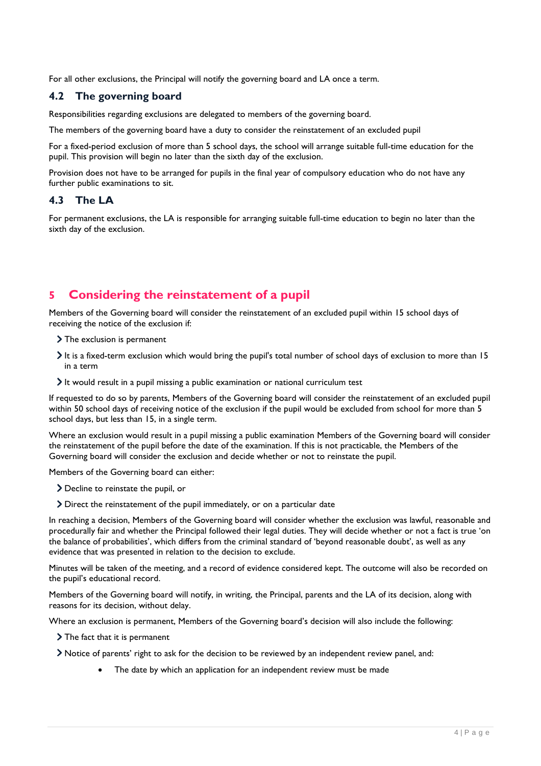For all other exclusions, the Principal will notify the governing board and LA once a term.

### 4.2 The governing board

Responsibilities regarding exclusions are delegated to members of the governing board.

The members of the governing board have a duty to consider the reinstatement of an excluded pupil

For a fixed-period exclusion of more than 5 school days, the school will arrange suitable full-time education for the pupil. This provision will begin no later than the sixth day of the exclusion.

Provision does not have to be arranged for pupils in the final year of compulsory education who do not have any further public examinations to sit.

### 4.3 The LA

For permanent exclusions, the LA is responsible for arranging suitable full-time education to begin no later than the sixth day of the exclusion.

## 5 Considering the reinstatement of a pupil

Members of the Governing board will consider the reinstatement of an excluded pupil within 15 school days of receiving the notice of the exclusion if:

- The exclusion is permanent
- It is a fixed-term exclusion which would bring the pupil's total number of school days of exclusion to more than 15 in a term
- It would result in a pupil missing a public examination or national curriculum test

If requested to do so by parents, Members of the Governing board will consider the reinstatement of an excluded pupil within 50 school days of receiving notice of the exclusion if the pupil would be excluded from school for more than 5 school days, but less than 15, in a single term.

Where an exclusion would result in a pupil missing a public examination Members of the Governing board will consider the reinstatement of the pupil before the date of the examination. If this is not practicable, the Members of the Governing board will consider the exclusion and decide whether or not to reinstate the pupil.

Members of the Governing board can either:

- Decline to reinstate the pupil, or
- Direct the reinstatement of the pupil immediately, or on a particular date

In reaching a decision, Members of the Governing board will consider whether the exclusion was lawful, reasonable and procedurally fair and whether the Principal followed their legal duties. They will decide whether or not a fact is true 'on the balance of probabilities', which differs from the criminal standard of 'beyond reasonable doubt', as well as any evidence that was presented in relation to the decision to exclude.

Minutes will be taken of the meeting, and a record of evidence considered kept. The outcome will also be recorded on the pupil's educational record.

Members of the Governing board will notify, in writing, the Principal, parents and the LA of its decision, along with reasons for its decision, without delay.

Where an exclusion is permanent, Members of the Governing board's decision will also include the following:

- The fact that it is permanent
- Notice of parents' right to ask for the decision to be reviewed by an independent review panel, and:
    - The date by which an application for an independent review must be made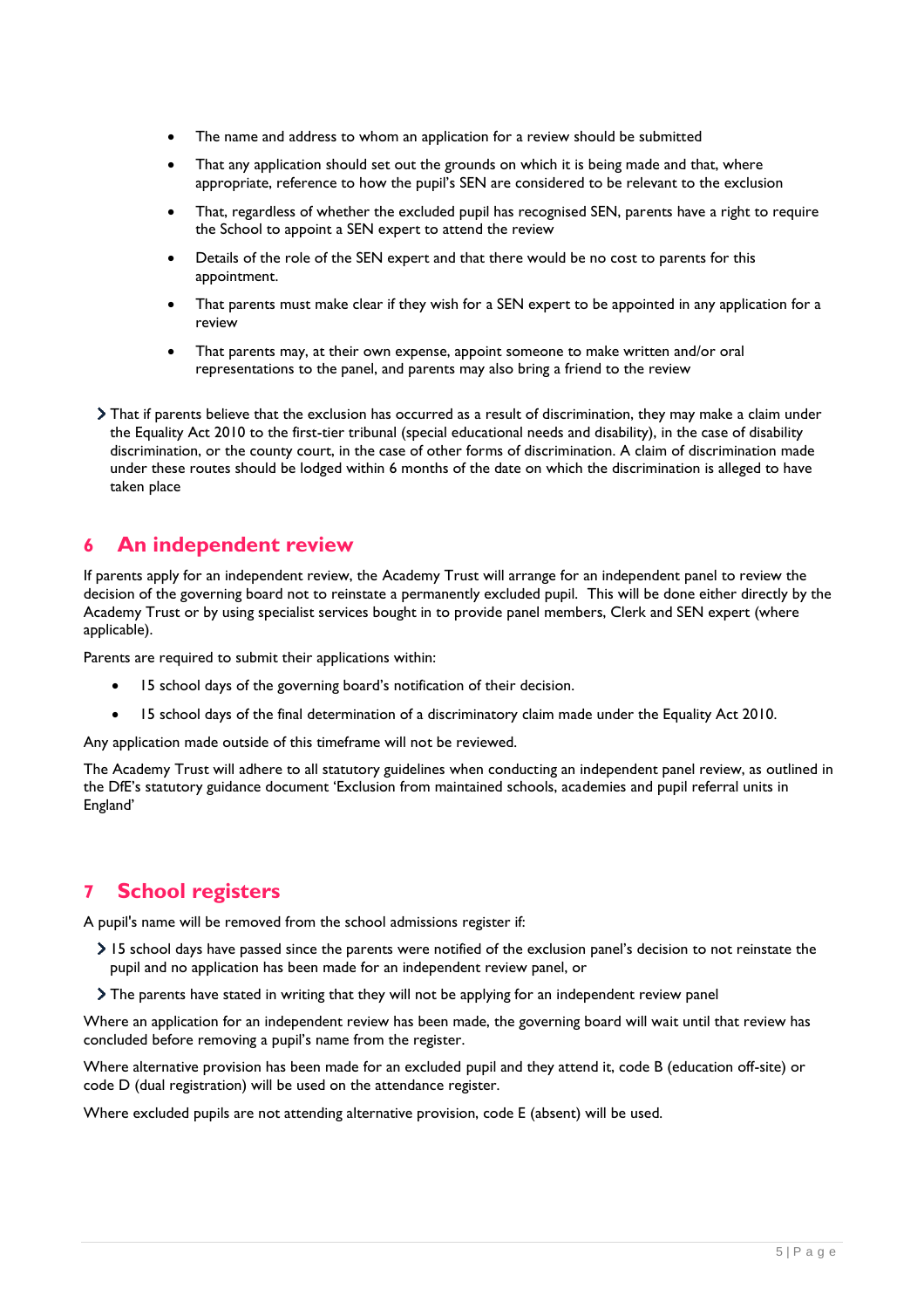- The name and address to whom an application for a review should be submitted
- That any application should set out the grounds on which it is being made and that, where appropriate, reference to how the pupil's SEN are considered to be relevant to the exclusion
- That, regardless of whether the excluded pupil has recognised SEN, parents have a right to require the School to appoint a SEN expert to attend the review
- Details of the role of the SEN expert and that there would be no cost to parents for this appointment.
- That parents must make clear if they wish for a SEN expert to be appointed in any application for a review
- That parents may, at their own expense, appoint someone to make written and/or oral representations to the panel, and parents may also bring a friend to the review

- That if parents believe that the exclusion has occurred as a result of discrimination, they may make a claim under the Equality Act 2010 to the first-tier tribunal (special educational needs and disability), in the case of disability discrimination, or the county court, in the case of other forms of discrimination. A claim of discrimination made under these routes should be lodged within 6 months of the date on which the discrimination is alleged to have taken place

## 6 An independent review

If parents apply for an independent review, the Academy Trust will arrange for an independent panel to review the decision of the governing board not to reinstate a permanently excluded pupil. This will be done either directly by the Academy Trust or by using specialist services bought in to provide panel members, Clerk and SEN expert (where applicable).

Parents are required to submit their applications within:

- 15 school days of the governing board's notification of their decision.
- 15 school days of the final determination of a discriminatory claim made under the Equality Act 2010.

Any application made outside of this timeframe will not be reviewed.

The Academy Trust will adhere to all statutory guidelines when conducting an independent panel review, as outlined in the DfE's statutory guidance document 'Exclusion from maintained schools, academies and pupil referral units in England'

## 7 School registers

A pupil's name will be removed from the school admissions register if:

- 15 school days have passed since the parents were notified of the exclusion panel's decision to not reinstate the pupil and no application has been made for an independent review panel, or
- The parents have stated in writing that they will not be applying for an independent review panel

Where an application for an independent review has been made, the governing board will wait until that review has concluded before removing a pupil's name from the register.

Where alternative provision has been made for an excluded pupil and they attend it, code B (education off-site) or code D (dual registration) will be used on the attendance register.

Where excluded pupils are not attending alternative provision, code E (absent) will be used.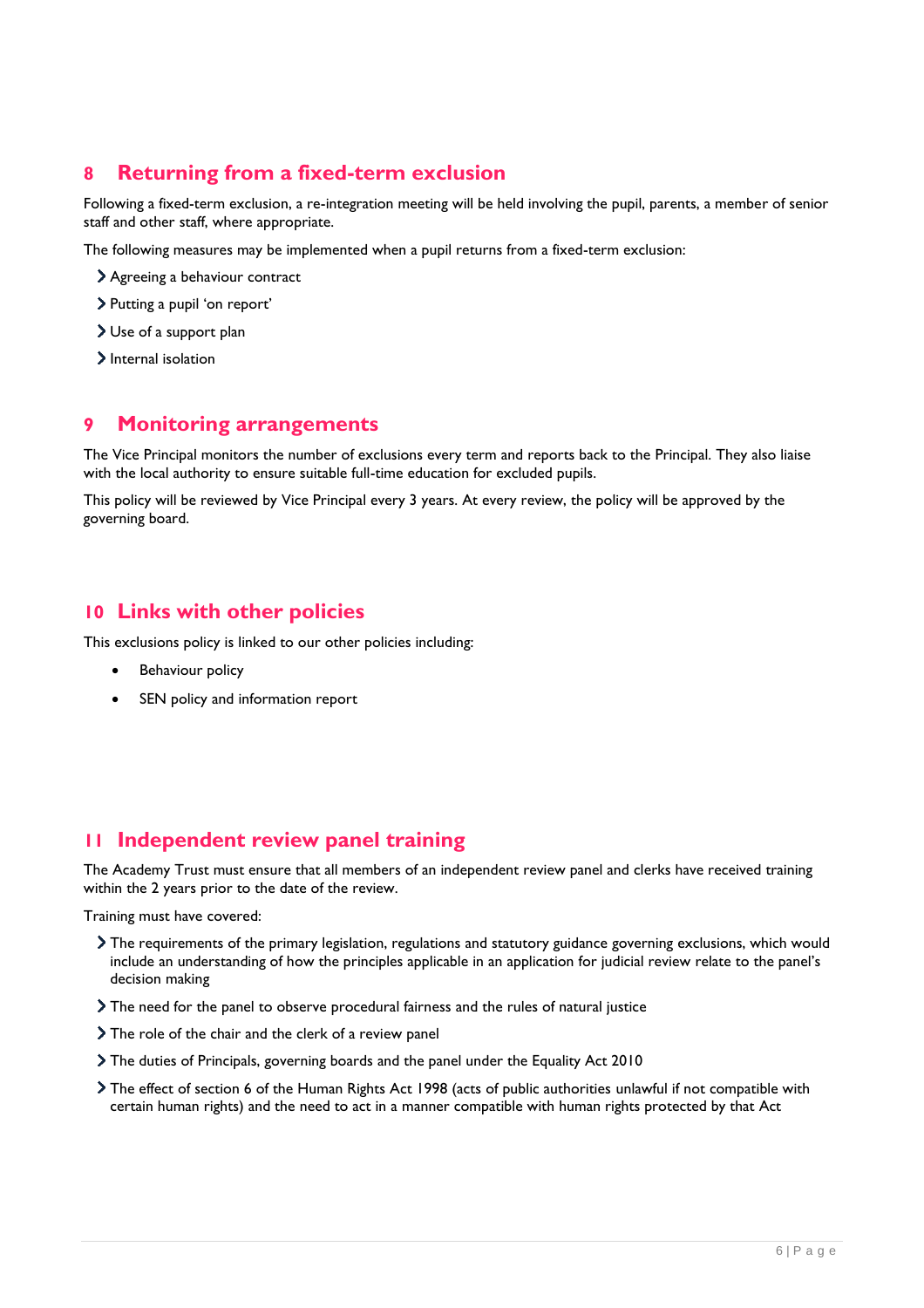## 8 Returning from a fixed-term exclusion

Following a fixed-term exclusion, a re-integration meeting will be held involving the pupil, parents, a member of senior staff and other staff, where appropriate.

The following measures may be implemented when a pupil returns from a fixed-term exclusion:

- Agreeing a behaviour contract
- Putting a pupil 'on report'
- Use of a support plan
- Internal isolation

## 9 Monitoring arrangements

The Vice Principal monitors the number of exclusions every term and reports back to the Principal. They also liaise with the local authority to ensure suitable full-time education for excluded pupils.

This policy will be reviewed by Vice Principal every 3 years. At every review, the policy will be approved by the governing board.

## 10 Links with other policies

This exclusions policy is linked to our other policies including:

- Behaviour policy
- SEN policy and information report

## 11 Independent review panel training

The Academy Trust must ensure that all members of an independent review panel and clerks have received training within the 2 years prior to the date of the review.

Training must have covered:

- The requirements of the primary legislation, regulations and statutory guidance governing exclusions, which would include an understanding of how the principles applicable in an application for judicial review relate to the panel's decision making
- The need for the panel to observe procedural fairness and the rules of natural justice
- The role of the chair and the clerk of a review panel
- The duties of Principals, governing boards and the panel under the Equality Act 2010
- The effect of section 6 of the Human Rights Act 1998 (acts of public authorities unlawful if not compatible with certain human rights) and the need to act in a manner compatible with human rights protected by that Act